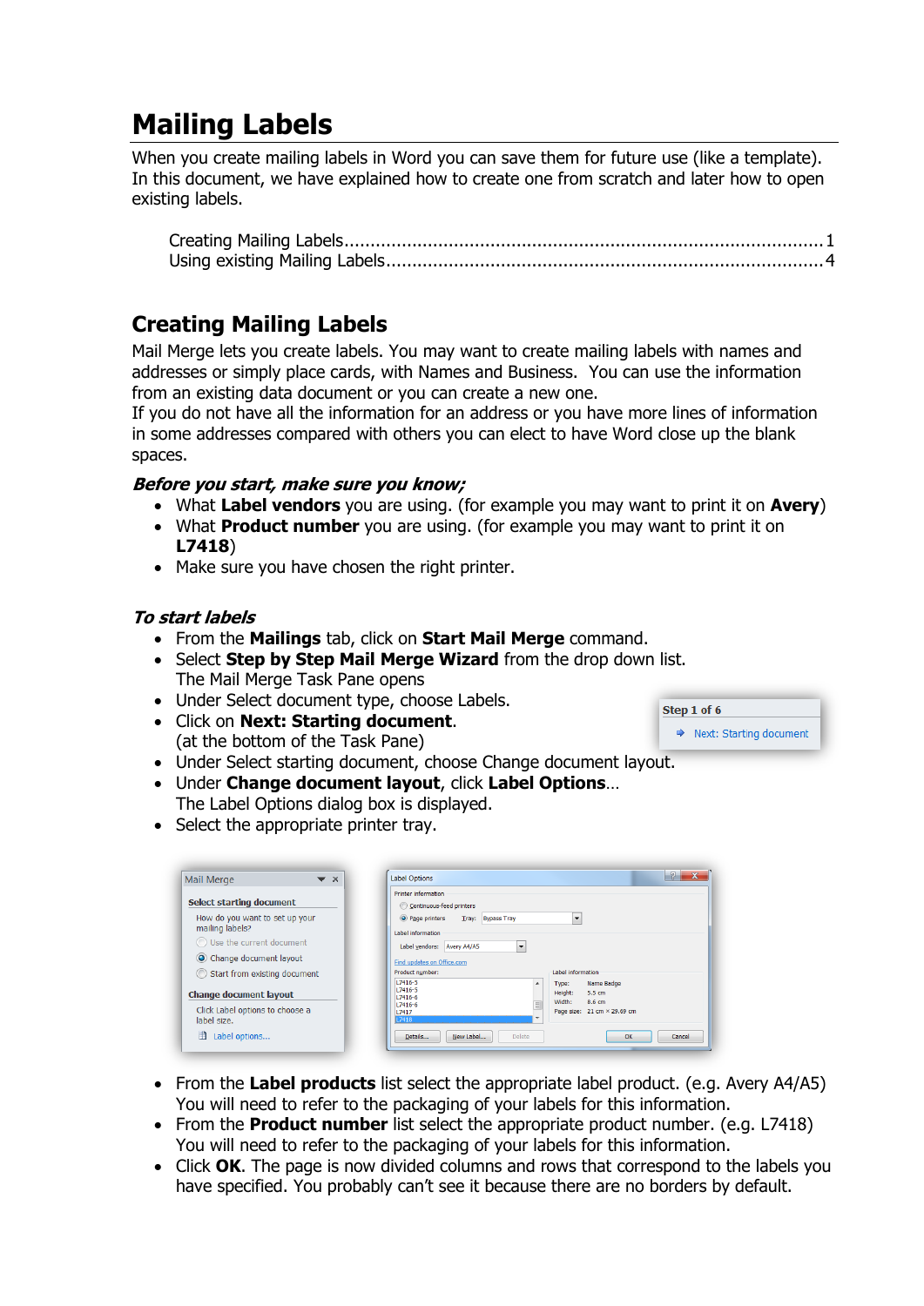# Mailing Labels

When you create mailing labels in Word you can save them for future use (like a template). In this document, we have explained how to create one from scratch and later how to open existing labels.

Creating Mailing Labels ........................................................................................ 1
Using existing Mailing Labels .................................................................................. 4

## Creating Mailing Labels

Mail Merge lets you create labels. You may want to create mailing labels with names and addresses or simply place cards, with Names and Business. You can use the information from an existing data document or you can create a new one.
If you do not have all the information for an address or you have more lines of information in some addresses compared with others you can elect to have Word close up the blank spaces.

### *Before you start, make sure you know;*

- What **Label vendors** you are using. (for example you may want to print it on **Avery**)
- What **Product number** you are using. (for example you may want to print it on **L7418**)
- Make sure you have chosen the right printer.

### *To start labels*

- From the **Mailings** tab, click on **Start Mail Merge** command.
- Select **Step by Step Mail Merge Wizard** from the drop down list. The Mail Merge Task Pane opens
- Under Select document type, choose Labels.
- Click on **Next: Starting document**. (at the bottom of the Task Pane)
- Under Select starting document, choose Change document layout.
- Under **Change document layout**, click **Label Options**… The Label Options dialog box is displayed.
- Select the appropriate printer tray.

- From the **Label products** list select the appropriate label product. (e.g. Avery A4/A5) You will need to refer to the packaging of your labels for this information.
- From the **Product number** list select the appropriate product number. (e.g. L7418) You will need to refer to the packaging of your labels for this information.
- Click **OK**. The page is now divided columns and rows that correspond to the labels you have specified. You probably can't see it because there are no borders by default.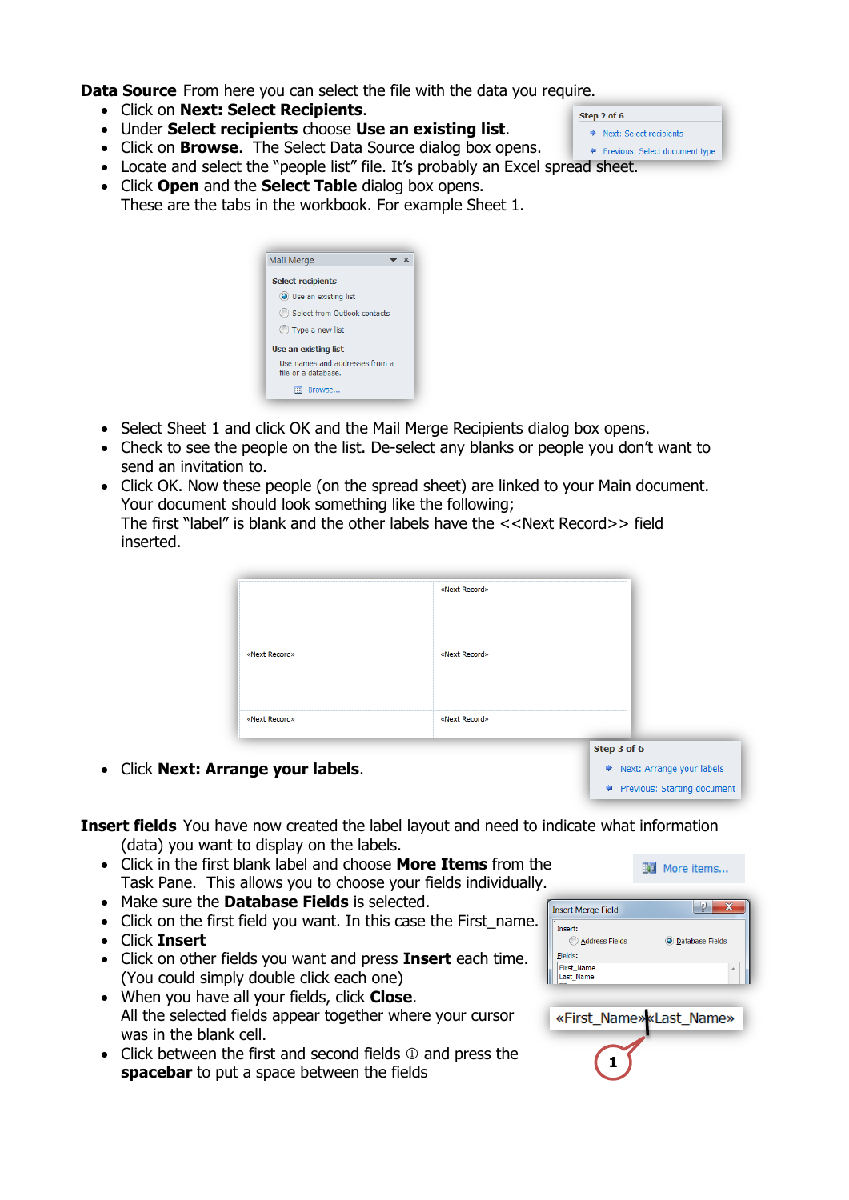**Data Source** From here you can select the file with the data you require.

- Click on **Next: Select Recipients**.
- Under **Select recipients** choose **Use an existing list**.
- Click on **Browse**. The Select Data Source dialog box opens.
- Locate and select the "people list" file. It's probably an Excel spread sheet.
- Click **Open** and the **Select Table** dialog box opens.
  These are the tabs in the workbook. For example Sheet 1.

- Select Sheet 1 and click OK and the Mail Merge Recipients dialog box opens.
- Check to see the people on the list. De-select any blanks or people you don't want to send an invitation to.
- Click OK. Now these people (on the spread sheet) are linked to your Main document.
  Your document should look something like the following;
  The first "label" is blank and the other labels have the <<Next Record>> field inserted.

- Click **Next: Arrange your labels**.

**Insert fields** You have now created the label layout and need to indicate what information (data) you want to display on the labels.

- Click in the first blank label and choose **More Items** from the Task Pane. This allows you to choose your fields individually.
- Make sure the **Database Fields** is selected.
- Click on the first field you want. In this case the First_name.
- Click **Insert**
- Click on other fields you want and press **Insert** each time. (You could simply double click each one)
- When you have all your fields, click **Close**.
  All the selected fields appear together where your cursor was in the blank cell.
- Click between the first and second fields ① and press the **spacebar** to put a space between the fields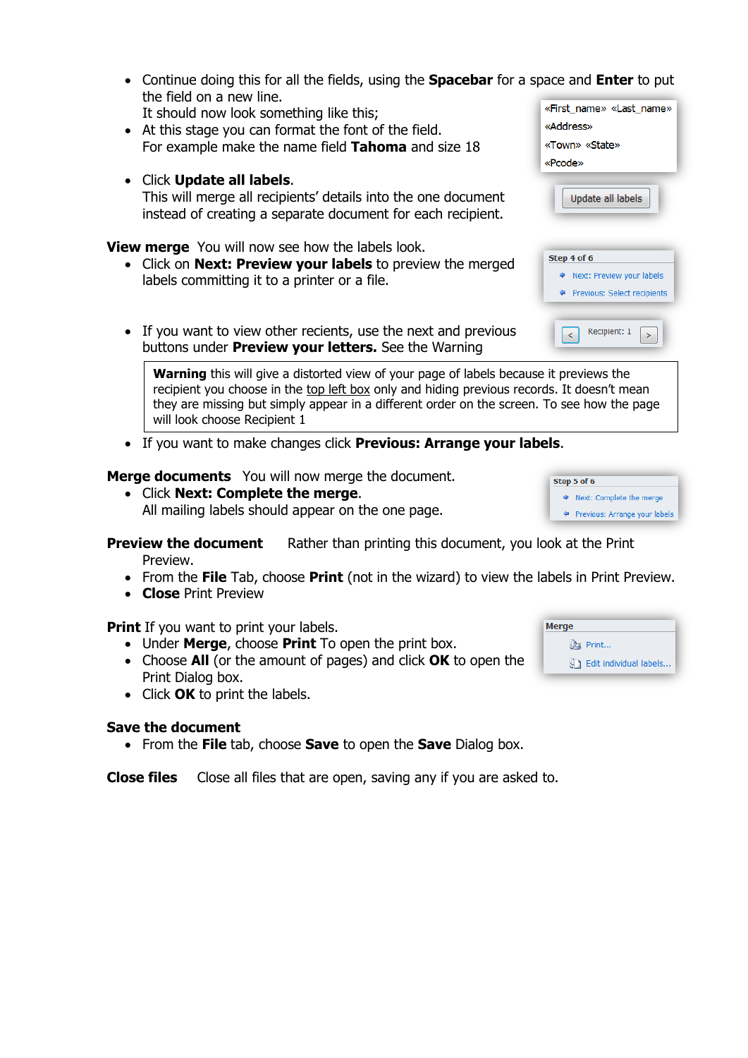- Continue doing this for all the fields, using the **Spacebar** for a space and **Enter** to put the field on a new line.
  It should now look something like this;
- At this stage you can format the font of the field.
  For example make the name field **Tahoma** and size 18

«First_name» «Last_name»
«Address»
«Town» «State»
«Pcode»

- Click **Update all labels**.
  This will merge all recipients' details into the one document instead of creating a separate document for each recipient.

Update all labels

**View merge** You will now see how the labels look.

- Click on **Next: Preview your labels** to preview the merged labels committing it to a printer or a file.

Step 4 of 6
Next: Preview your labels
Previous: Select recipients

- If you want to view other recients, use the next and previous buttons under **Preview your letters.** See the Warning

< Recipient: 1 >

> **Warning** this will give a distorted view of your page of labels because it previews the recipient you choose in the top left box only and hiding previous records. It doesn't mean they are missing but simply appear in a different order on the screen. To see how the page will look choose Recipient 1

- If you want to make changes click **Previous: Arrange your labels**.

**Merge documents** You will now merge the document.

- Click **Next: Complete the merge**.
  All mailing labels should appear on the one page.

Step 5 of 6
Next: Complete the merge
Previous: Arrange your labels

**Preview the document** Rather than printing this document, you look at the Print Preview.

- From the **File** Tab, choose **Print** (not in the wizard) to view the labels in Print Preview.
- **Close** Print Preview

**Print** If you want to print your labels.

- Under **Merge**, choose **Print** To open the print box.
- Choose **All** (or the amount of pages) and click **OK** to open the Print Dialog box.
- Click **OK** to print the labels.

Merge
Print...
Edit individual labels...

**Save the document**

- From the **File** tab, choose **Save** to open the **Save** Dialog box.

**Close files** Close all files that are open, saving any if you are asked to.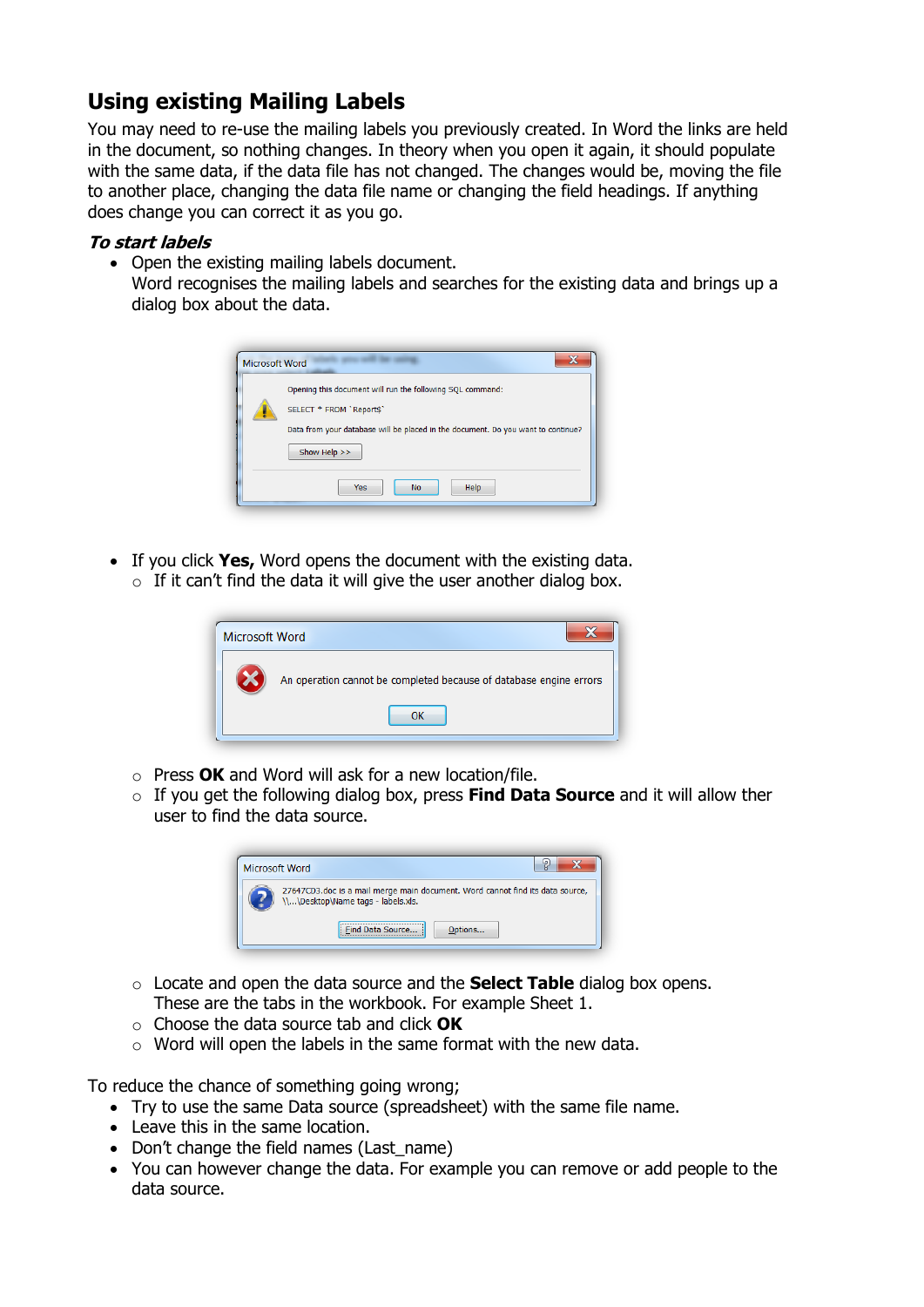## Using existing Mailing Labels

You may need to re-use the mailing labels you previously created. In Word the links are held in the document, so nothing changes. In theory when you open it again, it should populate with the same data, if the data file has not changed. The changes would be, moving the file to another place, changing the data file name or changing the field headings. If anything does change you can correct it as you go.

***To start labels***

- Open the existing mailing labels document.
  Word recognises the mailing labels and searches for the existing data and brings up a dialog box about the data.

- If you click **Yes,** Word opens the document with the existing data.
  - If it can't find the data it will give the user another dialog box.
  - Press **OK** and Word will ask for a new location/file.
  - If you get the following dialog box, press **Find Data Source** and it will allow ther user to find the data source.
  - Locate and open the data source and the **Select Table** dialog box opens. These are the tabs in the workbook. For example Sheet 1.
  - Choose the data source tab and click **OK**
  - Word will open the labels in the same format with the new data.

To reduce the chance of something going wrong;

- Try to use the same Data source (spreadsheet) with the same file name.
- Leave this in the same location.
- Don't change the field names (Last_name)
- You can however change the data. For example you can remove or add people to the data source.